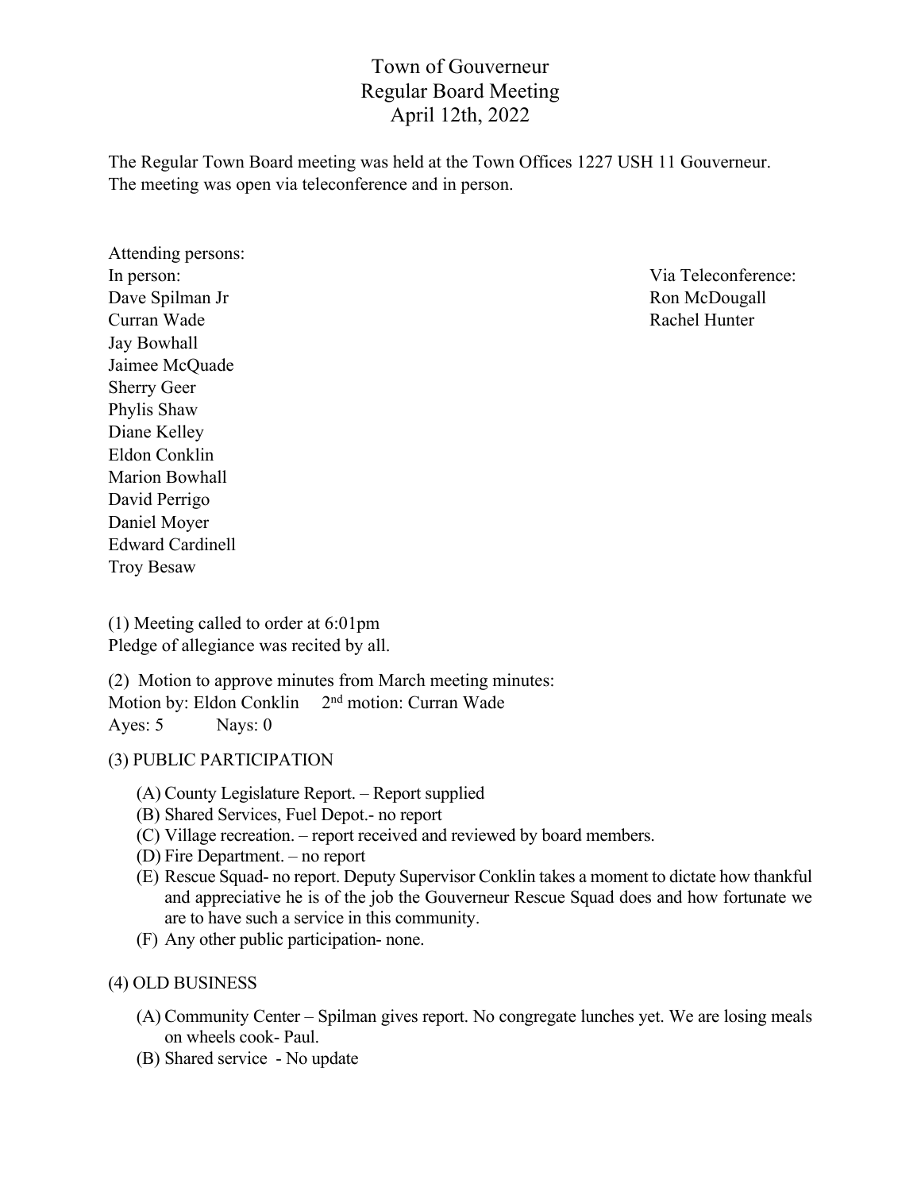# Town of Gouverneur
## Regular Board Meeting
## April 12th, 2022

The Regular Town Board meeting was held at the Town Offices 1227 USH 11 Gouverneur.
The meeting was open via teleconference and in person.

Attending persons:

In person:
Dave Spilman Jr
Curran Wade
Jay Bowhall
Jaimee McQuade
Sherry Geer
Phylis Shaw
Diane Kelley
Eldon Conklin
Marion Bowhall
David Perrigo
Daniel Moyer
Edward Cardinell
Troy Besaw

Via Teleconference:
Ron McDougall
Rachel Hunter

(1) Meeting called to order at 6:01pm
Pledge of allegiance was recited by all.

(2) Motion to approve minutes from March meeting minutes:
Motion by: Eldon Conklin 2nd motion: Curran Wade
Ayes: 5 Nays: 0

(3) PUBLIC PARTICIPATION

(A) County Legislature Report. – Report supplied
(B) Shared Services, Fuel Depot.- no report
(C) Village recreation. – report received and reviewed by board members.
(D) Fire Department. – no report
(E) Rescue Squad- no report. Deputy Supervisor Conklin takes a moment to dictate how thankful and appreciative he is of the job the Gouverneur Rescue Squad does and how fortunate we are to have such a service in this community.
(F) Any other public participation- none.

(4) OLD BUSINESS

(A) Community Center – Spilman gives report. No congregate lunches yet. We are losing meals on wheels cook- Paul.
(B) Shared service - No update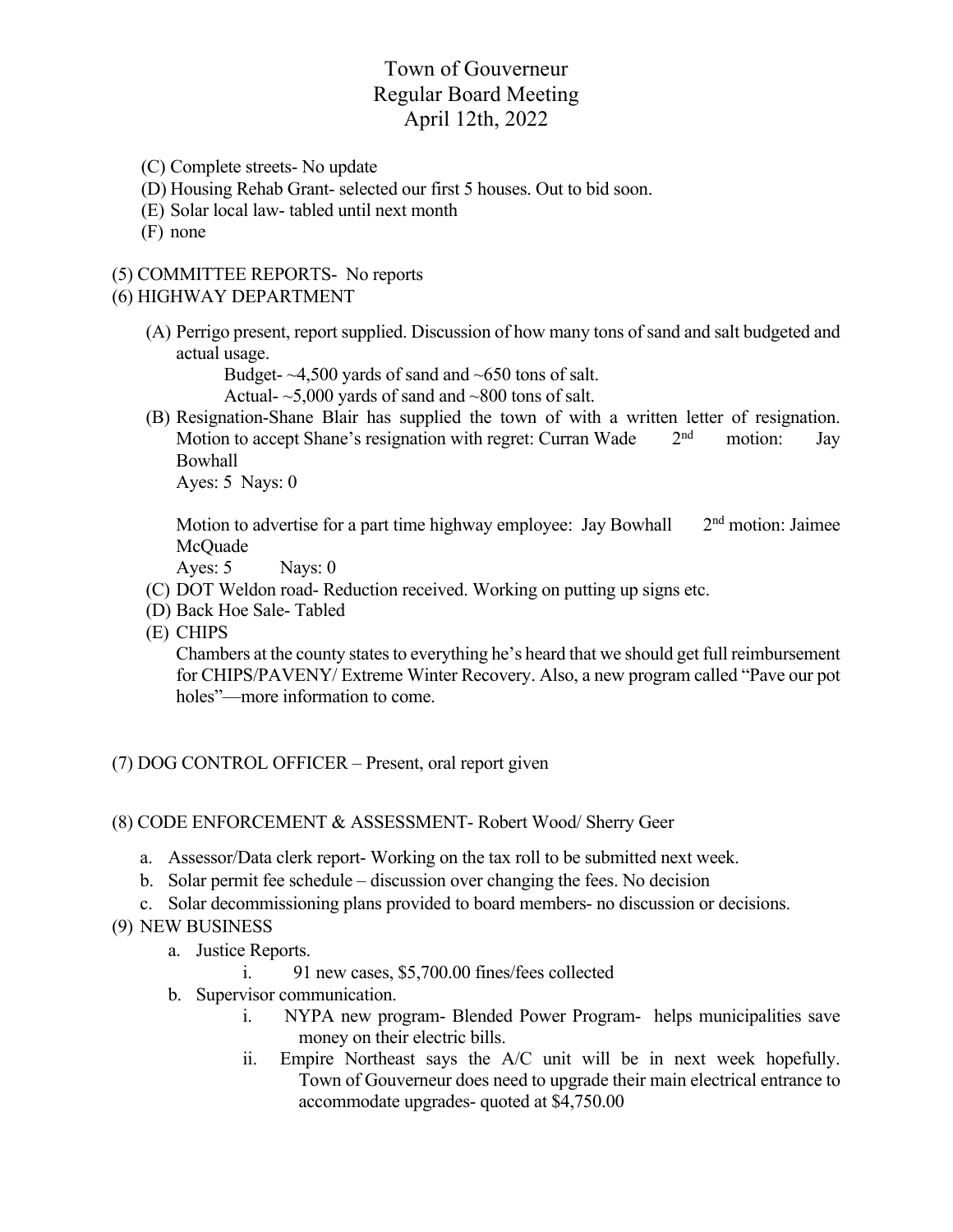# Town of Gouverneur
## Regular Board Meeting
## April 12th, 2022

(C) Complete streets- No update
(D) Housing Rehab Grant- selected our first 5 houses. Out to bid soon.
(E) Solar local law- tabled until next month
(F) none

(5) COMMITTEE REPORTS- No reports

(6) HIGHWAY DEPARTMENT

(A) Perrigo present, report supplied. Discussion of how many tons of sand and salt budgeted and actual usage.

Budget- ~4,500 yards of sand and ~650 tons of salt.
Actual- ~5,000 yards of sand and ~800 tons of salt.

(B) Resignation-Shane Blair has supplied the town of with a written letter of resignation. Motion to accept Shane's resignation with regret: Curran Wade 2nd motion: Jay Bowhall
Ayes: 5 Nays: 0

Motion to advertise for a part time highway employee: Jay Bowhall 2nd motion: Jaimee McQuade
Ayes: 5 Nays: 0

(C) DOT Weldon road- Reduction received. Working on putting up signs etc.
(D) Back Hoe Sale- Tabled
(E) CHIPS
Chambers at the county states to everything he's heard that we should get full reimbursement for CHIPS/PAVENY/ Extreme Winter Recovery. Also, a new program called "Pave our pot holes"—more information to come.

(7) DOG CONTROL OFFICER – Present, oral report given

(8) CODE ENFORCEMENT & ASSESSMENT- Robert Wood/ Sherry Geer

a. Assessor/Data clerk report- Working on the tax roll to be submitted next week.
b. Solar permit fee schedule – discussion over changing the fees. No decision
c. Solar decommissioning plans provided to board members- no discussion or decisions.

(9) NEW BUSINESS

a. Justice Reports.
    i. 91 new cases, $5,700.00 fines/fees collected
b. Supervisor communication.
    i. NYPA new program- Blended Power Program- helps municipalities save money on their electric bills.
    ii. Empire Northeast says the A/C unit will be in next week hopefully. Town of Gouverneur does need to upgrade their main electrical entrance to accommodate upgrades- quoted at $4,750.00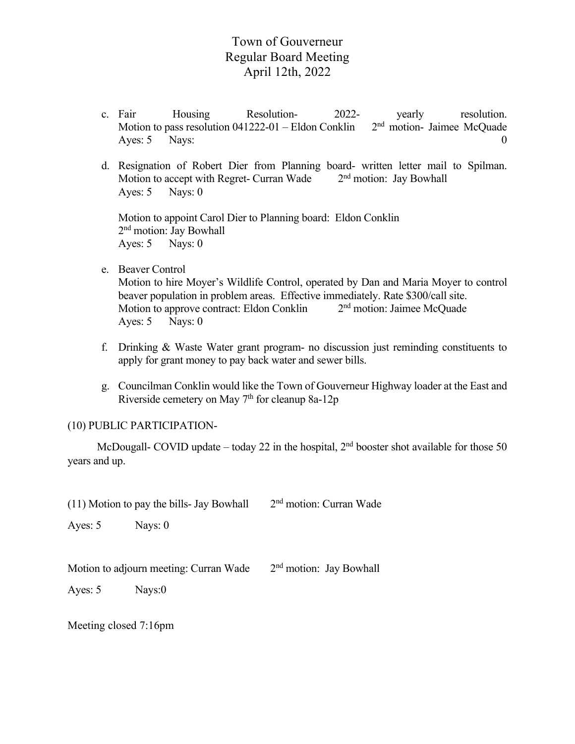# Town of Gouverneur
## Regular Board Meeting
## April 12th, 2022

c. Fair Housing Resolution- 2022- yearly resolution.
   Motion to pass resolution 041222-01 – Eldon Conklin     2nd motion- Jaimee McQuade
   Ayes: 5     Nays: 0

d. Resignation of Robert Dier from Planning board- written letter mail to Spilman.
   Motion to accept with Regret- Curran Wade     2nd motion: Jay Bowhall
   Ayes: 5     Nays: 0

   Motion to appoint Carol Dier to Planning board: Eldon Conklin
   2nd motion: Jay Bowhall
   Ayes: 5     Nays: 0

e. Beaver Control
   Motion to hire Moyer's Wildlife Control, operated by Dan and Maria Moyer to control beaver population in problem areas. Effective immediately. Rate $300/call site.
   Motion to approve contract: Eldon Conklin     2nd motion: Jaimee McQuade
   Ayes: 5     Nays: 0

f. Drinking & Waste Water grant program- no discussion just reminding constituents to apply for grant money to pay back water and sewer bills.

g. Councilman Conklin would like the Town of Gouverneur Highway loader at the East and Riverside cemetery on May 7th for cleanup 8a-12p

(10) PUBLIC PARTICIPATION-

McDougall- COVID update – today 22 in the hospital, 2nd booster shot available for those 50 years and up.

(11) Motion to pay the bills- Jay Bowhall     2nd motion: Curran Wade

Ayes: 5     Nays: 0

Motion to adjourn meeting: Curran Wade     2nd motion: Jay Bowhall

Ayes: 5     Nays:0

Meeting closed 7:16pm